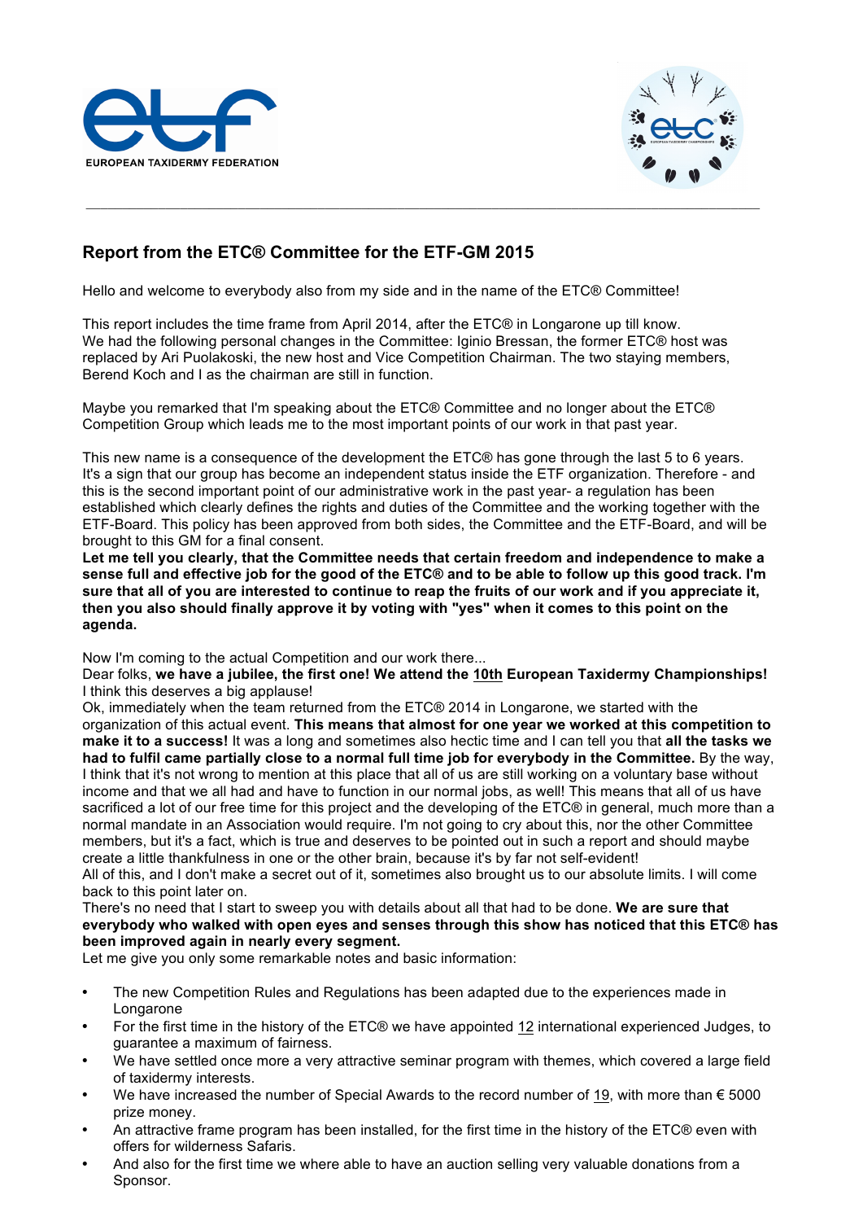EUROPEAN TAXIDERMY FEDERATION

## Report from the ETC® Committee for the ETF-GM 2015

Hello and welcome to everybody also from my side and in the name of the ETC® Committee!

This report includes the time frame from April 2014, after the ETC® in Longarone up till know.
We had the following personal changes in the Committee: Iginio Bressan, the former ETC® host was replaced by Ari Puolakoski, the new host and Vice Competition Chairman. The two staying members, Berend Koch and I as the chairman are still in function.

Maybe you remarked that I'm speaking about the ETC® Committee and no longer about the ETC® Competition Group which leads me to the most important points of our work in that past year.

This new name is a consequence of the development the ETC® has gone through the last 5 to 6 years. It's a sign that our group has become an independent status inside the ETF organization. Therefore - and this is the second important point of our administrative work in the past year- a regulation has been established which clearly defines the rights and duties of the Committee and the working together with the ETF-Board. This policy has been approved from both sides, the Committee and the ETF-Board, and will be brought to this GM for a final consent.
**Let me tell you clearly, that the Committee needs that certain freedom and independence to make a sense full and effective job for the good of the ETC® and to be able to follow up this good track. I'm sure that all of you are interested to continue to reap the fruits of our work and if you appreciate it, then you also should finally approve it by voting with "yes" when it comes to this point on the agenda.**

Now I'm coming to the actual Competition and our work there...
Dear folks, **we have a jubilee, the first one! We attend the 10th European Taxidermy Championships!** I think this deserves a big applause!
Ok, immediately when the team returned from the ETC® 2014 in Longarone, we started with the organization of this actual event. **This means that almost for one year we worked at this competition to make it to a success!** It was a long and sometimes also hectic time and I can tell you that **all the tasks we had to fulfil came partially close to a normal full time job for everybody in the Committee.** By the way, I think that it's not wrong to mention at this place that all of us are still working on a voluntary base without income and that we all had and have to function in our normal jobs, as well! This means that all of us have sacrificed a lot of our free time for this project and the developing of the ETC® in general, much more than a normal mandate in an Association would require. I'm not going to cry about this, nor the other Committee members, but it's a fact, which is true and deserves to be pointed out in such a report and should maybe create a little thankfulness in one or the other brain, because it's by far not self-evident!
All of this, and I don't make a secret out of it, sometimes also brought us to our absolute limits. I will come back to this point later on.
There's no need that I start to sweep you with details about all that had to be done. **We are sure that everybody who walked with open eyes and senses through this show has noticed that this ETC® has been improved again in nearly every segment.**
Let me give you only some remarkable notes and basic information:

- The new Competition Rules and Regulations has been adapted due to the experiences made in Longarone
- For the first time in the history of the ETC® we have appointed 12 international experienced Judges, to guarantee a maximum of fairness.
- We have settled once more a very attractive seminar program with themes, which covered a large field of taxidermy interests.
- We have increased the number of Special Awards to the record number of 19, with more than € 5000 prize money.
- An attractive frame program has been installed, for the first time in the history of the ETC® even with offers for wilderness Safaris.
- And also for the first time we where able to have an auction selling very valuable donations from a Sponsor.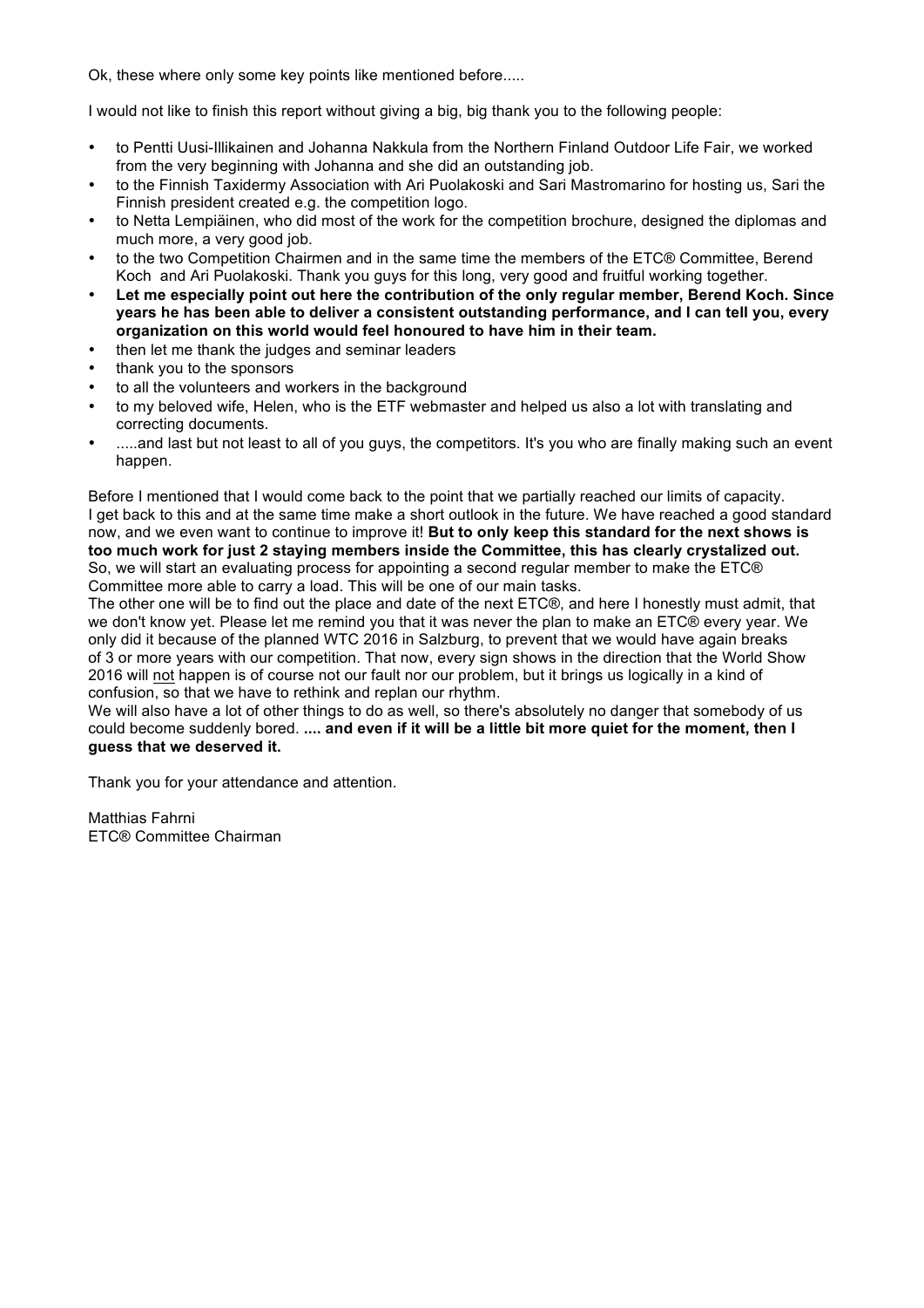Ok, these where only some key points like mentioned before.....

I would not like to finish this report without giving a big, big thank you to the following people:

- to Pentti Uusi-Illikainen and Johanna Nakkula from the Northern Finland Outdoor Life Fair, we worked from the very beginning with Johanna and she did an outstanding job.
- to the Finnish Taxidermy Association with Ari Puolakoski and Sari Mastromarino for hosting us, Sari the Finnish president created e.g. the competition logo.
- to Netta Lempiäinen, who did most of the work for the competition brochure, designed the diplomas and much more, a very good job.
- to the two Competition Chairmen and in the same time the members of the ETC® Committee, Berend Koch and Ari Puolakoski. Thank you guys for this long, very good and fruitful working together.
- **Let me especially point out here the contribution of the only regular member, Berend Koch. Since years he has been able to deliver a consistent outstanding performance, and I can tell you, every organization on this world would feel honoured to have him in their team.**
- then let me thank the judges and seminar leaders
- thank you to the sponsors
- to all the volunteers and workers in the background
- to my beloved wife, Helen, who is the ETF webmaster and helped us also a lot with translating and correcting documents.
- .....and last but not least to all of you guys, the competitors. It's you who are finally making such an event happen.

Before I mentioned that I would come back to the point that we partially reached our limits of capacity. I get back to this and at the same time make a short outlook in the future. We have reached a good standard now, and we even want to continue to improve it! **But to only keep this standard for the next shows is too much work for just 2 staying members inside the Committee, this has clearly crystalized out.** So, we will start an evaluating process for appointing a second regular member to make the ETC® Committee more able to carry a load. This will be one of our main tasks.
The other one will be to find out the place and date of the next ETC®, and here I honestly must admit, that we don't know yet. Please let me remind you that it was never the plan to make an ETC® every year. We only did it because of the planned WTC 2016 in Salzburg, to prevent that we would have again breaks of 3 or more years with our competition. That now, every sign shows in the direction that the World Show 2016 will <u>not</u> happen is of course not our fault nor our problem, but it brings us logically in a kind of confusion, so that we have to rethink and replan our rhythm.
We will also have a lot of other things to do as well, so there's absolutely no danger that somebody of us could become suddenly bored. **.... and even if it will be a little bit more quiet for the moment, then I guess that we deserved it.**

Thank you for your attendance and attention.

Matthias Fahrni
ETC® Committee Chairman